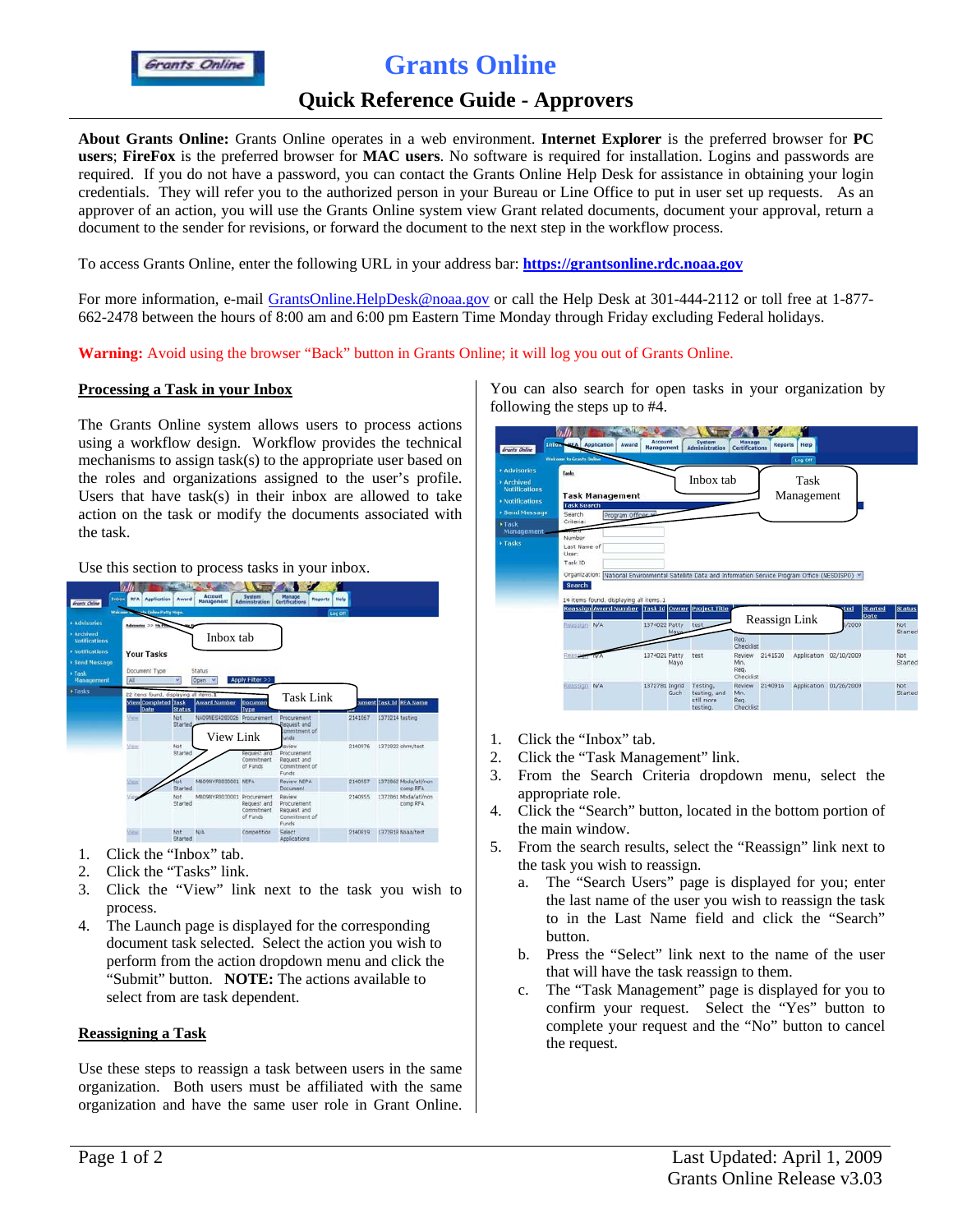# Grants Online

## Quick Reference Guide - Approvers

**About Grants Online:** Grants Online operates in a web environment. **Internet Explorer** is the preferred browser for **PC users**; **FireFox** is the preferred browser for **MAC users**. No software is required for installation. Logins and passwords are required. If you do not have a password, you can contact the Grants Online Help Desk for assistance in obtaining your login credentials. They will refer you to the authorized person in your Bureau or Line Office to put in user set up requests. As an approver of an action, you will use the Grants Online system view Grant related documents, document your approval, return a document to the sender for revisions, or forward the document to the next step in the workflow process.

To access Grants Online, enter the following URL in your address bar: **https://grantsonline.rdc.noaa.gov**

For more information, e-mail GrantsOnline.HelpDesk@noaa.gov or call the Help Desk at 301-444-2112 or toll free at 1-877-662-2478 between the hours of 8:00 am and 6:00 pm Eastern Time Monday through Friday excluding Federal holidays.

**Warning:** Avoid using the browser "Back" button in Grants Online; it will log you out of Grants Online.

### Processing a Task in your Inbox

The Grants Online system allows users to process actions using a workflow design. Workflow provides the technical mechanisms to assign task(s) to the appropriate user based on the roles and organizations assigned to the user's profile. Users that have task(s) in their inbox are allowed to take action on the task or modify the documents associated with the task.

Use this section to process tasks in your inbox.

1. Click the "Inbox" tab.
2. Click the "Tasks" link.
3. Click the "View" link next to the task you wish to process.
4. The Launch page is displayed for the corresponding document task selected. Select the action you wish to perform from the action dropdown menu and click the "Submit" button. **NOTE:** The actions available to select from are task dependent.

### Reassigning a Task

Use these steps to reassign a task between users in the same organization. Both users must be affiliated with the same organization and have the same user role in Grant Online.

You can also search for open tasks in your organization by following the steps up to #4.

1. Click the "Inbox" tab.
2. Click the "Task Management" link.
3. From the Search Criteria dropdown menu, select the appropriate role.
4. Click the "Search" button, located in the bottom portion of the main window.
5. From the search results, select the "Reassign" link next to the task you wish to reassign.
   a. The "Search Users" page is displayed for you; enter the last name of the user you wish to reassign the task to in the Last Name field and click the "Search" button.
   b. Press the "Select" link next to the name of the user that will have the task reassign to them.
   c. The "Task Management" page is displayed for you to confirm your request. Select the "Yes" button to complete your request and the "No" button to cancel the request.

Last Updated: April 1, 2009
Grants Online Release v3.03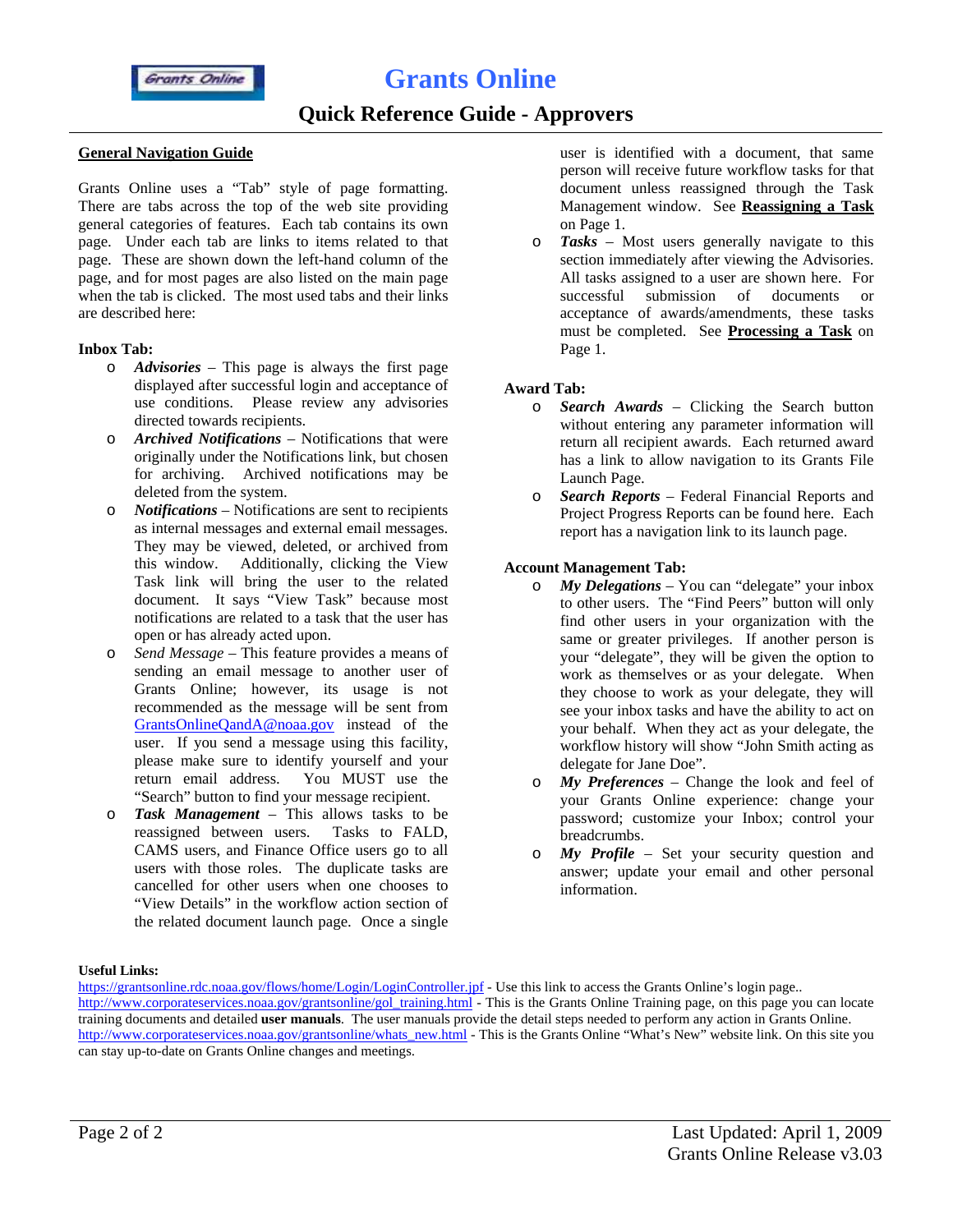# Grants Online

## Quick Reference Guide - Approvers

### General Navigation Guide

Grants Online uses a "Tab" style of page formatting. There are tabs across the top of the web site providing general categories of features. Each tab contains its own page. Under each tab are links to items related to that page. These are shown down the left-hand column of the page, and for most pages are also listed on the main page when the tab is clicked. The most used tabs and their links are described here:

**Inbox Tab:**

- ***Advisories*** – This page is always the first page displayed after successful login and acceptance of use conditions. Please review any advisories directed towards recipients.
- ***Archived Notifications*** – Notifications that were originally under the Notifications link, but chosen for archiving. Archived notifications may be deleted from the system.
- ***Notifications*** – Notifications are sent to recipients as internal messages and external email messages. They may be viewed, deleted, or archived from this window. Additionally, clicking the View Task link will bring the user to the related document. It says "View Task" because most notifications are related to a task that the user has open or has already acted upon.
- *Send Message* – This feature provides a means of sending an email message to another user of Grants Online; however, its usage is not recommended as the message will be sent from GrantsOnlineQandA@noaa.gov instead of the user. If you send a message using this facility, please make sure to identify yourself and your return email address. You MUST use the "Search" button to find your message recipient.
- ***Task Management*** – This allows tasks to be reassigned between users. Tasks to FALD, CAMS users, and Finance Office users go to all users with those roles. The duplicate tasks are cancelled for other users when one chooses to "View Details" in the workflow action section of the related document launch page. Once a single user is identified with a document, that same person will receive future workflow tasks for that document unless reassigned through the Task Management window. See **Reassigning a Task** on Page 1.
- ***Tasks*** – Most users generally navigate to this section immediately after viewing the Advisories. All tasks assigned to a user are shown here. For successful submission of documents or acceptance of awards/amendments, these tasks must be completed. See **Processing a Task** on Page 1.

**Award Tab:**

- ***Search Awards*** – Clicking the Search button without entering any parameter information will return all recipient awards. Each returned award has a link to allow navigation to its Grants File Launch Page.
- ***Search Reports*** – Federal Financial Reports and Project Progress Reports can be found here. Each report has a navigation link to its launch page.

**Account Management Tab:**

- ***My Delegations*** – You can "delegate" your inbox to other users. The "Find Peers" button will only find other users in your organization with the same or greater privileges. If another person is your "delegate", they will be given the option to work as themselves or as your delegate. When they choose to work as your delegate, they will see your inbox tasks and have the ability to act on your behalf. When they act as your delegate, the workflow history will show "John Smith acting as delegate for Jane Doe".
- ***My Preferences*** – Change the look and feel of your Grants Online experience: change your password; customize your Inbox; control your breadcrumbs.
- ***My Profile*** – Set your security question and answer; update your email and other personal information.

**Useful Links:**

https://grantsonline.rdc.noaa.gov/flows/home/Login/LoginController.jpf - Use this link to access the Grants Online's login page..
http://www.corporateservices.noaa.gov/grantsonline/gol_training.html - This is the Grants Online Training page, on this page you can locate training documents and detailed **user manuals**. The user manuals provide the detail steps needed to perform any action in Grants Online.
http://www.corporateservices.noaa.gov/grantsonline/whats_new.html - This is the Grants Online "What's New" website link. On this site you can stay up-to-date on Grants Online changes and meetings.

Last Updated: April 1, 2009
Grants Online Release v3.03